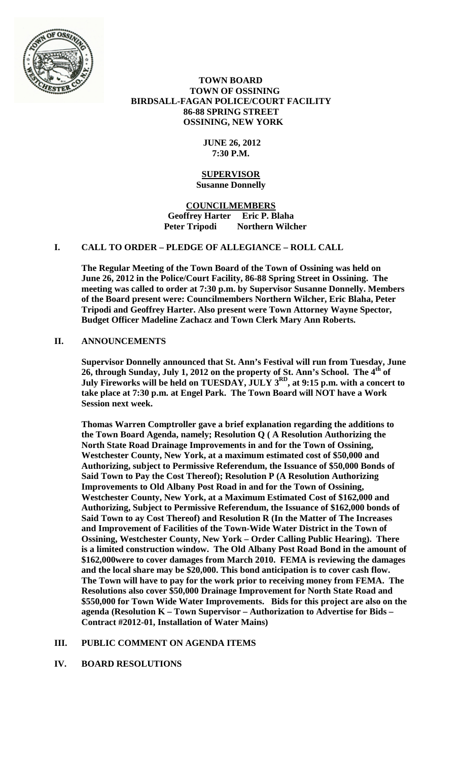**TOWN BOARD**
**TOWN OF OSSINING**
**BIRDSALL-FAGAN POLICE/COURT FACILITY**
**86-88 SPRING STREET**
**OSSINING, NEW YORK**

**JUNE 26, 2012**
**7:30 P.M.**

**SUPERVISOR**
**Susanne Donnelly**

**COUNCILMEMBERS**
**Geoffrey Harter Eric P. Blaha**
**Peter Tripodi Northern Wilcher**

## I. CALL TO ORDER – PLEDGE OF ALLEGIANCE – ROLL CALL

**The Regular Meeting of the Town Board of the Town of Ossining was held on June 26, 2012 in the Police/Court Facility, 86-88 Spring Street in Ossining. The meeting was called to order at 7:30 p.m. by Supervisor Susanne Donnelly. Members of the Board present were: Councilmembers Northern Wilcher, Eric Blaha, Peter Tripodi and Geoffrey Harter. Also present were Town Attorney Wayne Spector, Budget Officer Madeline Zachacz and Town Clerk Mary Ann Roberts.**

## II. ANNOUNCEMENTS

**Supervisor Donnelly announced that St. Ann's Festival will run from Tuesday, June 26, through Sunday, July 1, 2012 on the property of St. Ann's School. The 4th of July Fireworks will be held on TUESDAY, JULY 3RD, at 9:15 p.m. with a concert to take place at 7:30 p.m. at Engel Park. The Town Board will NOT have a Work Session next week.**

**Thomas Warren Comptroller gave a brief explanation regarding the additions to the Town Board Agenda, namely; Resolution Q ( A Resolution Authorizing the North State Road Drainage Improvements in and for the Town of Ossining, Westchester County, New York, at a maximum estimated cost of $50,000 and Authorizing, subject to Permissive Referendum, the Issuance of $50,000 Bonds of Said Town to Pay the Cost Thereof); Resolution P (A Resolution Authorizing Improvements to Old Albany Post Road in and for the Town of Ossining, Westchester County, New York, at a Maximum Estimated Cost of $162,000 and Authorizing, Subject to Permissive Referendum, the Issuance of $162,000 bonds of Said Town to ay Cost Thereof) and Resolution R (In the Matter of The Increases and Improvement of Facilities of the Town-Wide Water District in the Town of Ossining, Westchester County, New York – Order Calling Public Hearing). There is a limited construction window. The Old Albany Post Road Bond in the amount of $162,000were to cover damages from March 2010. FEMA is reviewing the damages and the local share may be $20,000. This bond anticipation is to cover cash flow. The Town will have to pay for the work prior to receiving money from FEMA. The Resolutions also cover $50,000 Drainage Improvement for North State Road and $550,000 for Town Wide Water Improvements. Bids for this project are also on the agenda (Resolution K – Town Supervisor – Authorization to Advertise for Bids – Contract #2012-01, Installation of Water Mains)**

## III. PUBLIC COMMENT ON AGENDA ITEMS

## IV. BOARD RESOLUTIONS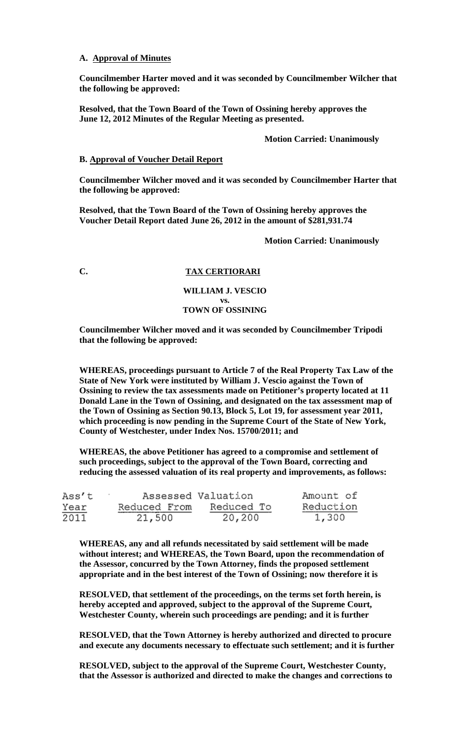**A. Approval of Minutes**

**Councilmember Harter moved and it was seconded by Councilmember Wilcher that the following be approved:**

**Resolved, that the Town Board of the Town of Ossining hereby approves the June 12, 2012 Minutes of the Regular Meeting as presented.**

**Motion Carried: Unanimously**

**B. Approval of Voucher Detail Report**

**Councilmember Wilcher moved and it was seconded by Councilmember Harter that the following be approved:**

**Resolved, that the Town Board of the Town of Ossining hereby approves the Voucher Detail Report dated June 26, 2012 in the amount of $281,931.74**

**Motion Carried: Unanimously**

**C. TAX CERTIORARI**

**WILLIAM J. VESCIO**
**vs.**
**TOWN OF OSSINING**

**Councilmember Wilcher moved and it was seconded by Councilmember Tripodi that the following be approved:**

**WHEREAS, proceedings pursuant to Article 7 of the Real Property Tax Law of the State of New York were instituted by William J. Vescio against the Town of Ossining to review the tax assessments made on Petitioner's property located at 11 Donald Lane in the Town of Ossining, and designated on the tax assessment map of the Town of Ossining as Section 90.13, Block 5, Lot 19, for assessment year 2011, which proceeding is now pending in the Supreme Court of the State of New York, County of Westchester, under Index Nos. 15700/2011; and**

**WHEREAS, the above Petitioner has agreed to a compromise and settlement of such proceedings, subject to the approval of the Town Board, correcting and reducing the assessed valuation of its real property and improvements, as follows:**

| Ass't Year | Assessed Valuation Reduced From | Reduced To | Amount of Reduction |
|---|---|---|---|
| 2011 | 21,500 | 20,200 | 1,300 |

**WHEREAS, any and all refunds necessitated by said settlement will be made without interest; and WHEREAS, the Town Board, upon the recommendation of the Assessor, concurred by the Town Attorney, finds the proposed settlement appropriate and in the best interest of the Town of Ossining; now therefore it is**

**RESOLVED, that settlement of the proceedings, on the terms set forth herein, is hereby accepted and approved, subject to the approval of the Supreme Court, Westchester County, wherein such proceedings are pending; and it is further**

**RESOLVED, that the Town Attorney is hereby authorized and directed to procure and execute any documents necessary to effectuate such settlement; and it is further**

**RESOLVED, subject to the approval of the Supreme Court, Westchester County, that the Assessor is authorized and directed to make the changes and corrections to**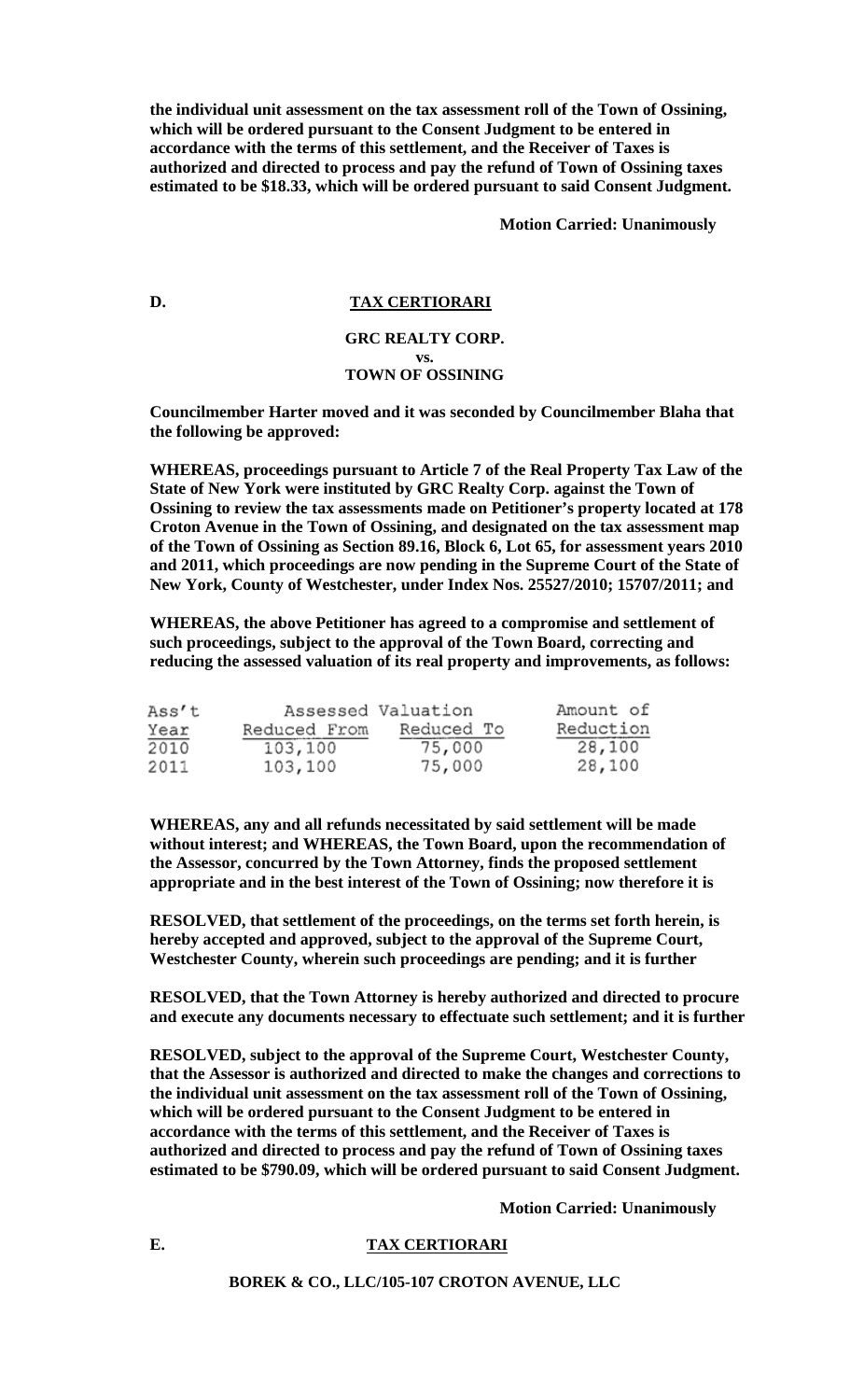**the individual unit assessment on the tax assessment roll of the Town of Ossining, which will be ordered pursuant to the Consent Judgment to be entered in accordance with the terms of this settlement, and the Receiver of Taxes is authorized and directed to process and pay the refund of Town of Ossining taxes estimated to be $18.33, which will be ordered pursuant to said Consent Judgment.**

**Motion Carried: Unanimously**

**D. TAX CERTIORARI**

**GRC REALTY CORP.**
**vs.**
**TOWN OF OSSINING**

**Councilmember Harter moved and it was seconded by Councilmember Blaha that the following be approved:**

**WHEREAS, proceedings pursuant to Article 7 of the Real Property Tax Law of the State of New York were instituted by GRC Realty Corp. against the Town of Ossining to review the tax assessments made on Petitioner's property located at 178 Croton Avenue in the Town of Ossining, and designated on the tax assessment map of the Town of Ossining as Section 89.16, Block 6, Lot 65, for assessment years 2010 and 2011, which proceedings are now pending in the Supreme Court of the State of New York, County of Westchester, under Index Nos. 25527/2010; 15707/2011; and**

**WHEREAS, the above Petitioner has agreed to a compromise and settlement of such proceedings, subject to the approval of the Town Board, correcting and reducing the assessed valuation of its real property and improvements, as follows:**

| Ass't | Assessed Valuation | | Amount of |
|---|---|---|---|
| Year | Reduced From | Reduced To | Reduction |
| 2010 | 103,100 | 75,000 | 28,100 |
| 2011 | 103,100 | 75,000 | 28,100 |

**WHEREAS, any and all refunds necessitated by said settlement will be made without interest; and WHEREAS, the Town Board, upon the recommendation of the Assessor, concurred by the Town Attorney, finds the proposed settlement appropriate and in the best interest of the Town of Ossining; now therefore it is**

**RESOLVED, that settlement of the proceedings, on the terms set forth herein, is hereby accepted and approved, subject to the approval of the Supreme Court, Westchester County, wherein such proceedings are pending; and it is further**

**RESOLVED, that the Town Attorney is hereby authorized and directed to procure and execute any documents necessary to effectuate such settlement; and it is further**

**RESOLVED, subject to the approval of the Supreme Court, Westchester County, that the Assessor is authorized and directed to make the changes and corrections to the individual unit assessment on the tax assessment roll of the Town of Ossining, which will be ordered pursuant to the Consent Judgment to be entered in accordance with the terms of this settlement, and the Receiver of Taxes is authorized and directed to process and pay the refund of Town of Ossining taxes estimated to be $790.09, which will be ordered pursuant to said Consent Judgment.**

**Motion Carried: Unanimously**

**E. TAX CERTIORARI**

**BOREK & CO., LLC/105-107 CROTON AVENUE, LLC**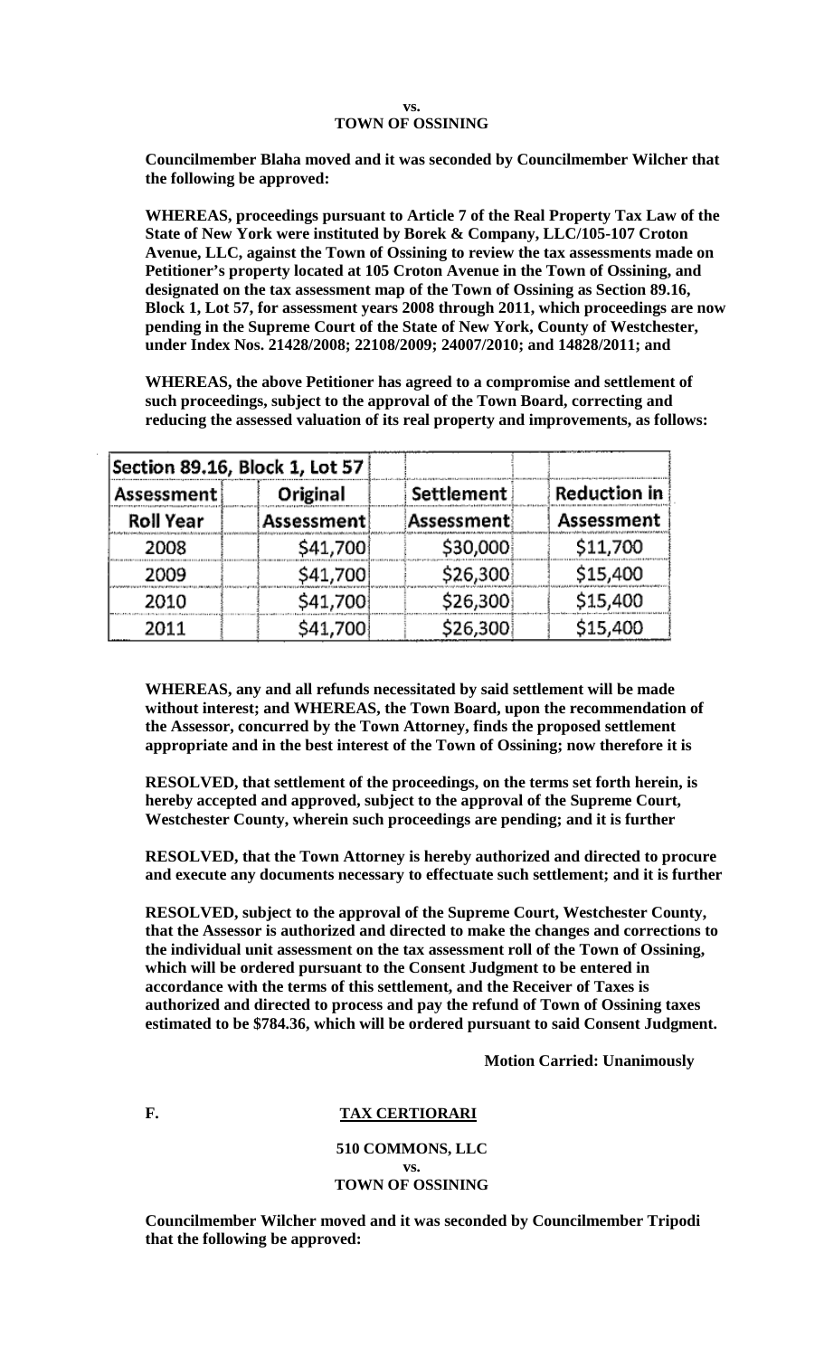**vs.**
**TOWN OF OSSINING**

**Councilmember Blaha moved and it was seconded by Councilmember Wilcher that the following be approved:**

**WHEREAS, proceedings pursuant to Article 7 of the Real Property Tax Law of the State of New York were instituted by Borek & Company, LLC/105-107 Croton Avenue, LLC, against the Town of Ossining to review the tax assessments made on Petitioner's property located at 105 Croton Avenue in the Town of Ossining, and designated on the tax assessment map of the Town of Ossining as Section 89.16, Block 1, Lot 57, for assessment years 2008 through 2011, which proceedings are now pending in the Supreme Court of the State of New York, County of Westchester, under Index Nos. 21428/2008; 22108/2009; 24007/2010; and 14828/2011; and**

**WHEREAS, the above Petitioner has agreed to a compromise and settlement of such proceedings, subject to the approval of the Town Board, correcting and reducing the assessed valuation of its real property and improvements, as follows:**

| Section 89.16, Block 1, Lot 57 | | | |
|---|---|---|---|
| Assessment Roll Year | Original Assessment | Settlement Assessment | Reduction in Assessment |
| 2008 | $41,700 | $30,000 | $11,700 |
| 2009 | $41,700 | $26,300 | $15,400 |
| 2010 | $41,700 | $26,300 | $15,400 |
| 2011 | $41,700 | $26,300 | $15,400 |

**WHEREAS, any and all refunds necessitated by said settlement will be made without interest; and WHEREAS, the Town Board, upon the recommendation of the Assessor, concurred by the Town Attorney, finds the proposed settlement appropriate and in the best interest of the Town of Ossining; now therefore it is**

**RESOLVED, that settlement of the proceedings, on the terms set forth herein, is hereby accepted and approved, subject to the approval of the Supreme Court, Westchester County, wherein such proceedings are pending; and it is further**

**RESOLVED, that the Town Attorney is hereby authorized and directed to procure and execute any documents necessary to effectuate such settlement; and it is further**

**RESOLVED, subject to the approval of the Supreme Court, Westchester County, that the Assessor is authorized and directed to make the changes and corrections to the individual unit assessment on the tax assessment roll of the Town of Ossining, which will be ordered pursuant to the Consent Judgment to be entered in accordance with the terms of this settlement, and the Receiver of Taxes is authorized and directed to process and pay the refund of Town of Ossining taxes estimated to be $784.36, which will be ordered pursuant to said Consent Judgment.**

**Motion Carried: Unanimously**

**F. <u>TAX CERTIORARI</u>**

**510 COMMONS, LLC**
**vs.**
**TOWN OF OSSINING**

**Councilmember Wilcher moved and it was seconded by Councilmember Tripodi that the following be approved:**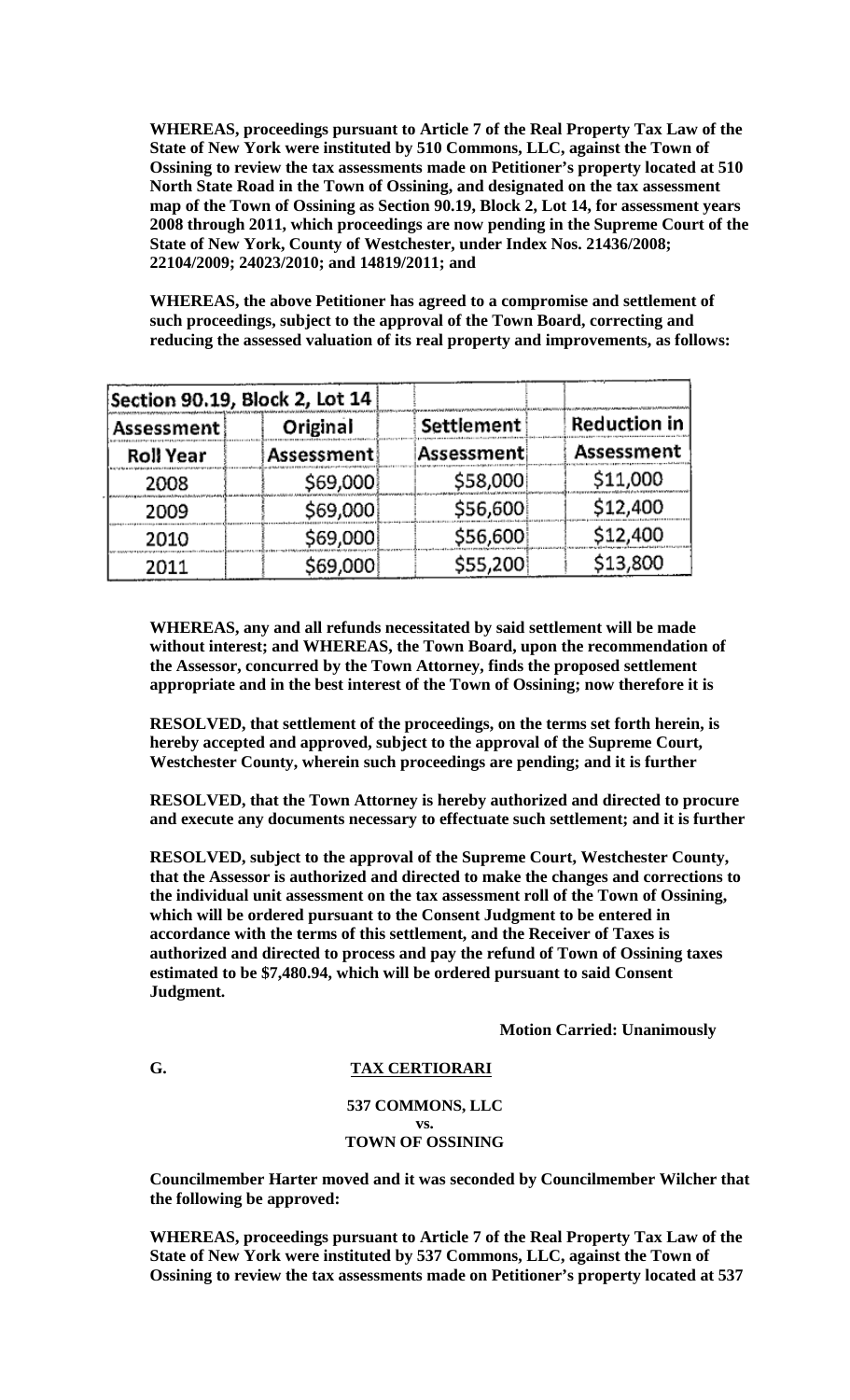**WHEREAS, proceedings pursuant to Article 7 of the Real Property Tax Law of the State of New York were instituted by 510 Commons, LLC, against the Town of Ossining to review the tax assessments made on Petitioner's property located at 510 North State Road in the Town of Ossining, and designated on the tax assessment map of the Town of Ossining as Section 90.19, Block 2, Lot 14, for assessment years 2008 through 2011, which proceedings are now pending in the Supreme Court of the State of New York, County of Westchester, under Index Nos. 21436/2008; 22104/2009; 24023/2010; and 14819/2011; and**

**WHEREAS, the above Petitioner has agreed to a compromise and settlement of such proceedings, subject to the approval of the Town Board, correcting and reducing the assessed valuation of its real property and improvements, as follows:**

| Section 90.19, Block 2, Lot 14 | | | |
|---|---|---|---|
| Assessment Roll Year | Original Assessment | Settlement Assessment | Reduction in Assessment |
| 2008 | \$69,000 | \$58,000 | \$11,000 |
| 2009 | \$69,000 | \$56,600 | \$12,400 |
| 2010 | \$69,000 | \$56,600 | \$12,400 |
| 2011 | \$69,000 | \$55,200 | \$13,800 |

**WHEREAS, any and all refunds necessitated by said settlement will be made without interest; and WHEREAS, the Town Board, upon the recommendation of the Assessor, concurred by the Town Attorney, finds the proposed settlement appropriate and in the best interest of the Town of Ossining; now therefore it is**

**RESOLVED, that settlement of the proceedings, on the terms set forth herein, is hereby accepted and approved, subject to the approval of the Supreme Court, Westchester County, wherein such proceedings are pending; and it is further**

**RESOLVED, that the Town Attorney is hereby authorized and directed to procure and execute any documents necessary to effectuate such settlement; and it is further**

**RESOLVED, subject to the approval of the Supreme Court, Westchester County, that the Assessor is authorized and directed to make the changes and corrections to the individual unit assessment on the tax assessment roll of the Town of Ossining, which will be ordered pursuant to the Consent Judgment to be entered in accordance with the terms of this settlement, and the Receiver of Taxes is authorized and directed to process and pay the refund of Town of Ossining taxes estimated to be \$7,480.94, which will be ordered pursuant to said Consent Judgment.**

**Motion Carried: Unanimously**

**G. TAX CERTIORARI**

**537 COMMONS, LLC**
**vs.**
**TOWN OF OSSINING**

**Councilmember Harter moved and it was seconded by Councilmember Wilcher that the following be approved:**

**WHEREAS, proceedings pursuant to Article 7 of the Real Property Tax Law of the State of New York were instituted by 537 Commons, LLC, against the Town of Ossining to review the tax assessments made on Petitioner's property located at 537**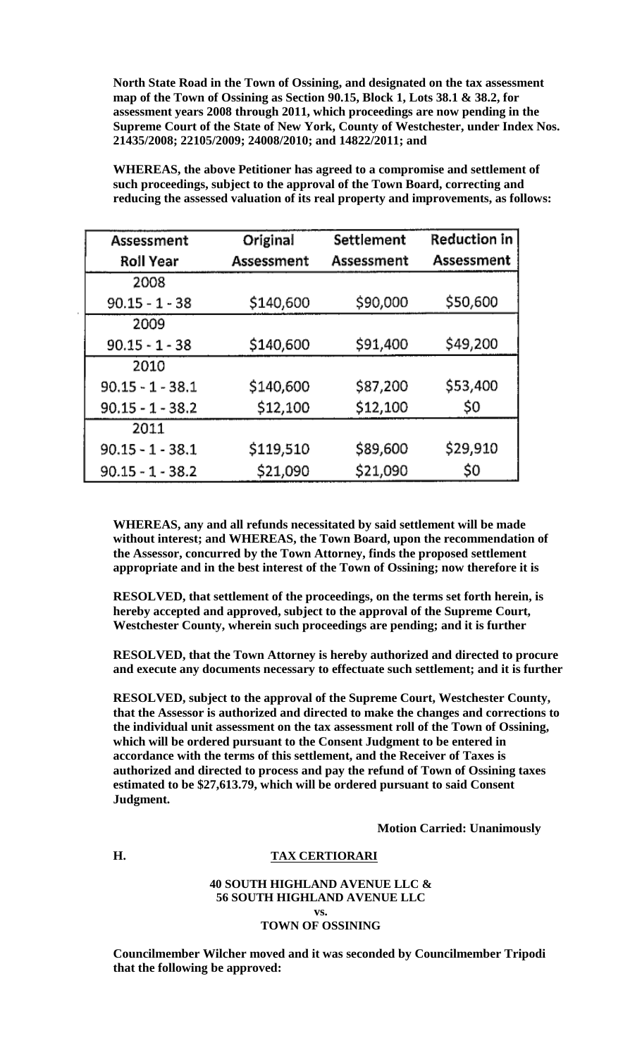**North State Road in the Town of Ossining, and designated on the tax assessment map of the Town of Ossining as Section 90.15, Block 1, Lots 38.1 & 38.2, for assessment years 2008 through 2011, which proceedings are now pending in the Supreme Court of the State of New York, County of Westchester, under Index Nos. 21435/2008; 22105/2009; 24008/2010; and 14822/2011; and**

**WHEREAS, the above Petitioner has agreed to a compromise and settlement of such proceedings, subject to the approval of the Town Board, correcting and reducing the assessed valuation of its real property and improvements, as follows:**

| Assessment Roll Year | Original Assessment | Settlement Assessment | Reduction in Assessment |
|---|---|---|---|
| 2008 | | | |
| 90.15 - 1 - 38 | \$140,600 | \$90,000 | \$50,600 |
| 2009 | | | |
| 90.15 - 1 - 38 | \$140,600 | \$91,400 | \$49,200 |
| 2010 | | | |
| 90.15 - 1 - 38.1 | \$140,600 | \$87,200 | \$53,400 |
| 90.15 - 1 - 38.2 | \$12,100 | \$12,100 | \$0 |
| 2011 | | | |
| 90.15 - 1 - 38.1 | \$119,510 | \$89,600 | \$29,910 |
| 90.15 - 1 - 38.2 | \$21,090 | \$21,090 | \$0 |

**WHEREAS, any and all refunds necessitated by said settlement will be made without interest; and WHEREAS, the Town Board, upon the recommendation of the Assessor, concurred by the Town Attorney, finds the proposed settlement appropriate and in the best interest of the Town of Ossining; now therefore it is**

**RESOLVED, that settlement of the proceedings, on the terms set forth herein, is hereby accepted and approved, subject to the approval of the Supreme Court, Westchester County, wherein such proceedings are pending; and it is further**

**RESOLVED, that the Town Attorney is hereby authorized and directed to procure and execute any documents necessary to effectuate such settlement; and it is further**

**RESOLVED, subject to the approval of the Supreme Court, Westchester County, that the Assessor is authorized and directed to make the changes and corrections to the individual unit assessment on the tax assessment roll of the Town of Ossining, which will be ordered pursuant to the Consent Judgment to be entered in accordance with the terms of this settlement, and the Receiver of Taxes is authorized and directed to process and pay the refund of Town of Ossining taxes estimated to be \$27,613.79, which will be ordered pursuant to said Consent Judgment.**

**Motion Carried: Unanimously**

**H. TAX CERTIORARI**

**40 SOUTH HIGHLAND AVENUE LLC &**
**56 SOUTH HIGHLAND AVENUE LLC**
**vs.**
**TOWN OF OSSINING**

**Councilmember Wilcher moved and it was seconded by Councilmember Tripodi that the following be approved:**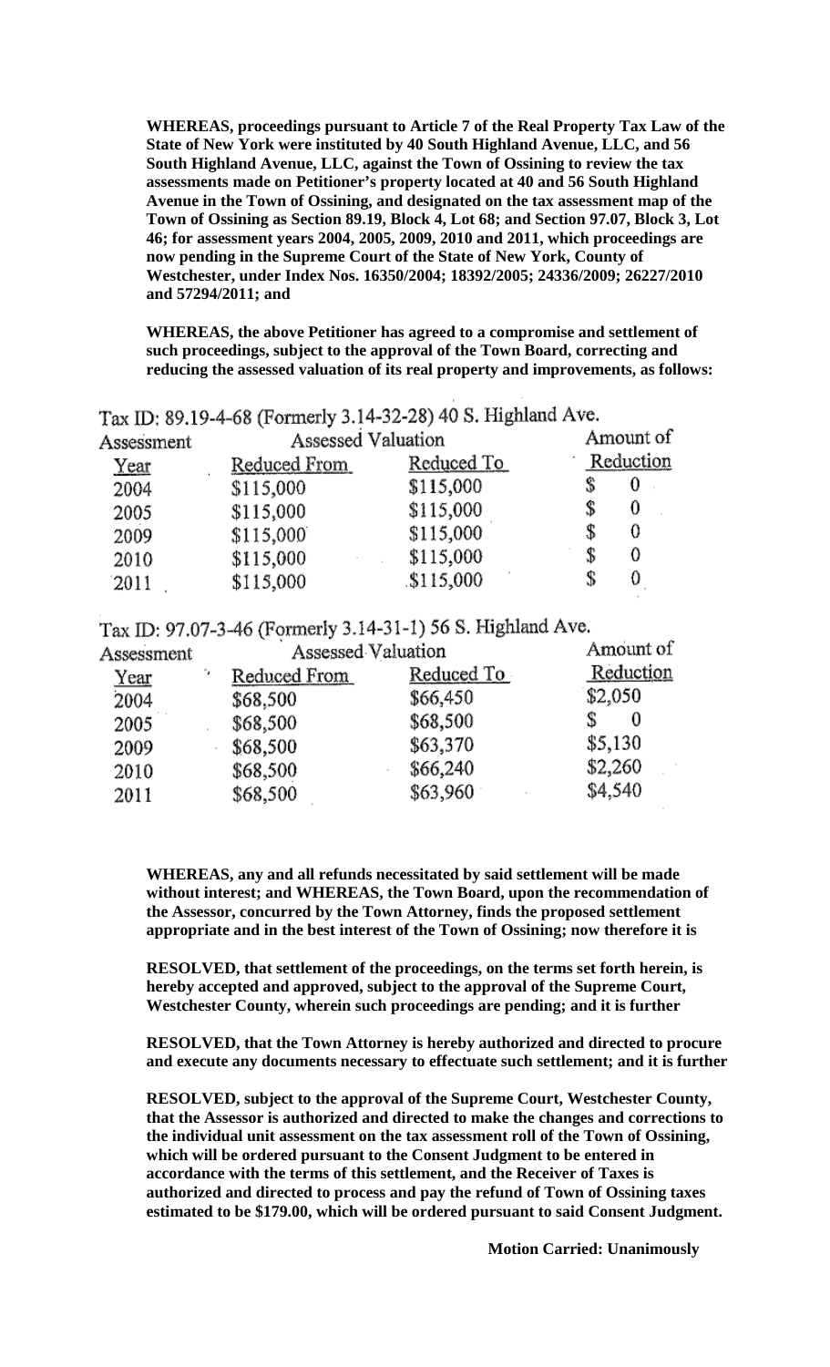**WHEREAS, proceedings pursuant to Article 7 of the Real Property Tax Law of the State of New York were instituted by 40 South Highland Avenue, LLC, and 56 South Highland Avenue, LLC, against the Town of Ossining to review the tax assessments made on Petitioner's property located at 40 and 56 South Highland Avenue in the Town of Ossining, and designated on the tax assessment map of the Town of Ossining as Section 89.19, Block 4, Lot 68; and Section 97.07, Block 3, Lot 46; for assessment years 2004, 2005, 2009, 2010 and 2011, which proceedings are now pending in the Supreme Court of the State of New York, County of Westchester, under Index Nos. 16350/2004; 18392/2005; 24336/2009; 26227/2010 and 57294/2011; and**

**WHEREAS, the above Petitioner has agreed to a compromise and settlement of such proceedings, subject to the approval of the Town Board, correcting and reducing the assessed valuation of its real property and improvements, as follows:**

Tax ID: 89.19-4-68 (Formerly 3.14-32-28) 40 S. Highland Ave.

| Assessment | Assessed Valuation | | Amount of |
|---|---|---|---|
| Year | Reduced From | Reduced To | Reduction |
| 2004 | $115,000 | $115,000 | $ 0 |
| 2005 | $115,000 | $115,000 | $ 0 |
| 2009 | $115,000 | $115,000 | $ 0 |
| 2010 | $115,000 | $115,000 | $ 0 |
| 2011 | $115,000 | $115,000 | $ 0 |

Tax ID: 97.07-3-46 (Formerly 3.14-31-1) 56 S. Highland Ave.

| Assessment | Assessed Valuation | | Amount of |
|---|---|---|---|
| Year | Reduced From | Reduced To | Reduction |
| 2004 | $68,500 | $66,450 | $2,050 |
| 2005 | $68,500 | $68,500 | $ 0 |
| 2009 | $68,500 | $63,370 | $5,130 |
| 2010 | $68,500 | $66,240 | $2,260 |
| 2011 | $68,500 | $63,960 | $4,540 |

**WHEREAS, any and all refunds necessitated by said settlement will be made without interest; and WHEREAS, the Town Board, upon the recommendation of the Assessor, concurred by the Town Attorney, finds the proposed settlement appropriate and in the best interest of the Town of Ossining; now therefore it is**

**RESOLVED, that settlement of the proceedings, on the terms set forth herein, is hereby accepted and approved, subject to the approval of the Supreme Court, Westchester County, wherein such proceedings are pending; and it is further**

**RESOLVED, that the Town Attorney is hereby authorized and directed to procure and execute any documents necessary to effectuate such settlement; and it is further**

**RESOLVED, subject to the approval of the Supreme Court, Westchester County, that the Assessor is authorized and directed to make the changes and corrections to the individual unit assessment on the tax assessment roll of the Town of Ossining, which will be ordered pursuant to the Consent Judgment to be entered in accordance with the terms of this settlement, and the Receiver of Taxes is authorized and directed to process and pay the refund of Town of Ossining taxes estimated to be $179.00, which will be ordered pursuant to said Consent Judgment.**

**Motion Carried: Unanimously**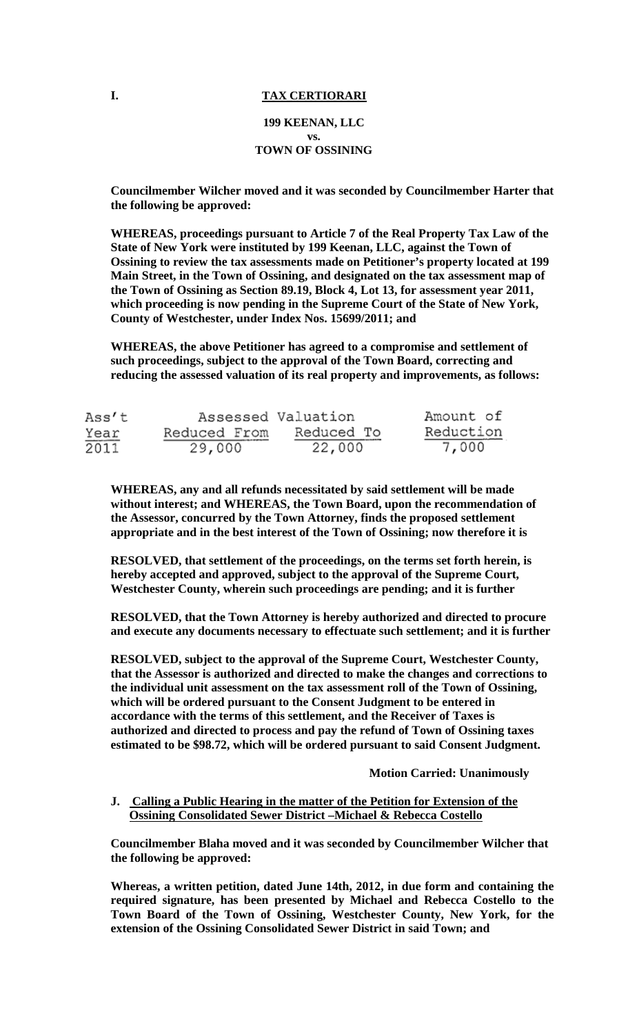**I. TAX CERTIORARI**

**199 KEENAN, LLC**
**vs.**
**TOWN OF OSSINING**

**Councilmember Wilcher moved and it was seconded by Councilmember Harter that the following be approved:**

**WHEREAS, proceedings pursuant to Article 7 of the Real Property Tax Law of the State of New York were instituted by 199 Keenan, LLC, against the Town of Ossining to review the tax assessments made on Petitioner's property located at 199 Main Street, in the Town of Ossining, and designated on the tax assessment map of the Town of Ossining as Section 89.19, Block 4, Lot 13, for assessment year 2011, which proceeding is now pending in the Supreme Court of the State of New York, County of Westchester, under Index Nos. 15699/2011; and**

**WHEREAS, the above Petitioner has agreed to a compromise and settlement of such proceedings, subject to the approval of the Town Board, correcting and reducing the assessed valuation of its real property and improvements, as follows:**

| Ass't Year | Assessed Valuation Reduced From | Reduced To | Amount of Reduction |
|---|---|---|---|
| 2011 | 29,000 | 22,000 | 7,000 |

**WHEREAS, any and all refunds necessitated by said settlement will be made without interest; and WHEREAS, the Town Board, upon the recommendation of the Assessor, concurred by the Town Attorney, finds the proposed settlement appropriate and in the best interest of the Town of Ossining; now therefore it is**

**RESOLVED, that settlement of the proceedings, on the terms set forth herein, is hereby accepted and approved, subject to the approval of the Supreme Court, Westchester County, wherein such proceedings are pending; and it is further**

**RESOLVED, that the Town Attorney is hereby authorized and directed to procure and execute any documents necessary to effectuate such settlement; and it is further**

**RESOLVED, subject to the approval of the Supreme Court, Westchester County, that the Assessor is authorized and directed to make the changes and corrections to the individual unit assessment on the tax assessment roll of the Town of Ossining, which will be ordered pursuant to the Consent Judgment to be entered in accordance with the terms of this settlement, and the Receiver of Taxes is authorized and directed to process and pay the refund of Town of Ossining taxes estimated to be $98.72, which will be ordered pursuant to said Consent Judgment.**

**Motion Carried: Unanimously**

**J. Calling a Public Hearing in the matter of the Petition for Extension of the Ossining Consolidated Sewer District –Michael & Rebecca Costello**

**Councilmember Blaha moved and it was seconded by Councilmember Wilcher that the following be approved:**

**Whereas, a written petition, dated June 14th, 2012, in due form and containing the required signature, has been presented by Michael and Rebecca Costello to the Town Board of the Town of Ossining, Westchester County, New York, for the extension of the Ossining Consolidated Sewer District in said Town; and**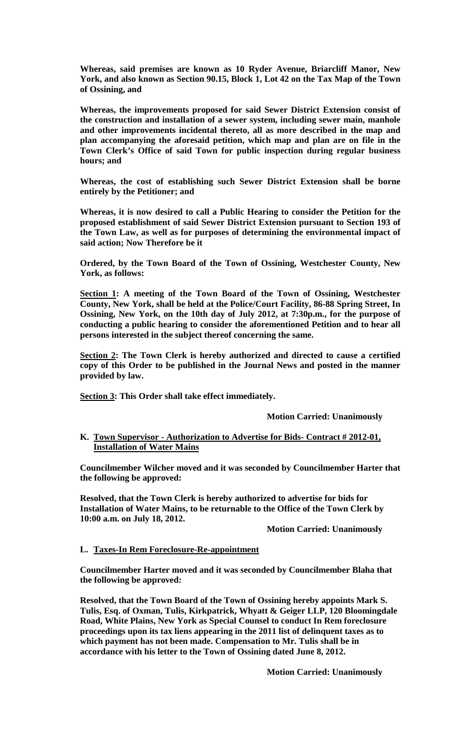**Whereas, said premises are known as 10 Ryder Avenue, Briarcliff Manor, New York, and also known as Section 90.15, Block 1, Lot 42 on the Tax Map of the Town of Ossining, and**

**Whereas, the improvements proposed for said Sewer District Extension consist of the construction and installation of a sewer system, including sewer main, manhole and other improvements incidental thereto, all as more described in the map and plan accompanying the aforesaid petition, which map and plan are on file in the Town Clerk's Office of said Town for public inspection during regular business hours; and**

**Whereas, the cost of establishing such Sewer District Extension shall be borne entirely by the Petitioner; and**

**Whereas, it is now desired to call a Public Hearing to consider the Petition for the proposed establishment of said Sewer District Extension pursuant to Section 193 of the Town Law, as well as for purposes of determining the environmental impact of said action; Now Therefore be it**

**Ordered, by the Town Board of the Town of Ossining, Westchester County, New York, as follows:**

**<u>Section 1</u>: A meeting of the Town Board of the Town of Ossining, Westchester County, New York, shall be held at the Police/Court Facility, 86-88 Spring Street, In Ossining, New York, on the 10th day of July 2012, at 7:30p.m., for the purpose of conducting a public hearing to consider the aforementioned Petition and to hear all persons interested in the subject thereof concerning the same.**

**<u>Section 2</u>: The Town Clerk is hereby authorized and directed to cause a certified copy of this Order to be published in the Journal News and posted in the manner provided by law.**

**<u>Section 3</u>: This Order shall take effect immediately.**

**Motion Carried: Unanimously**

**K. <u>Town Supervisor - Authorization to Advertise for Bids- Contract # 2012-01, Installation of Water Mains</u>**

**Councilmember Wilcher moved and it was seconded by Councilmember Harter that the following be approved:**

**Resolved, that the Town Clerk is hereby authorized to advertise for bids for Installation of Water Mains, to be returnable to the Office of the Town Clerk by 10:00 a.m. on July 18, 2012.**

**Motion Carried: Unanimously**

**L. <u>Taxes-In Rem Foreclosure-Re-appointment</u>**

**Councilmember Harter moved and it was seconded by Councilmember Blaha that the following be approved:**

**Resolved, that the Town Board of the Town of Ossining hereby appoints Mark S. Tulis, Esq. of Oxman, Tulis, Kirkpatrick, Whyatt & Geiger LLP, 120 Bloomingdale Road, White Plains, New York as Special Counsel to conduct In Rem foreclosure proceedings upon its tax liens appearing in the 2011 list of delinquent taxes as to which payment has not been made. Compensation to Mr. Tulis shall be in accordance with his letter to the Town of Ossining dated June 8, 2012.**

**Motion Carried: Unanimously**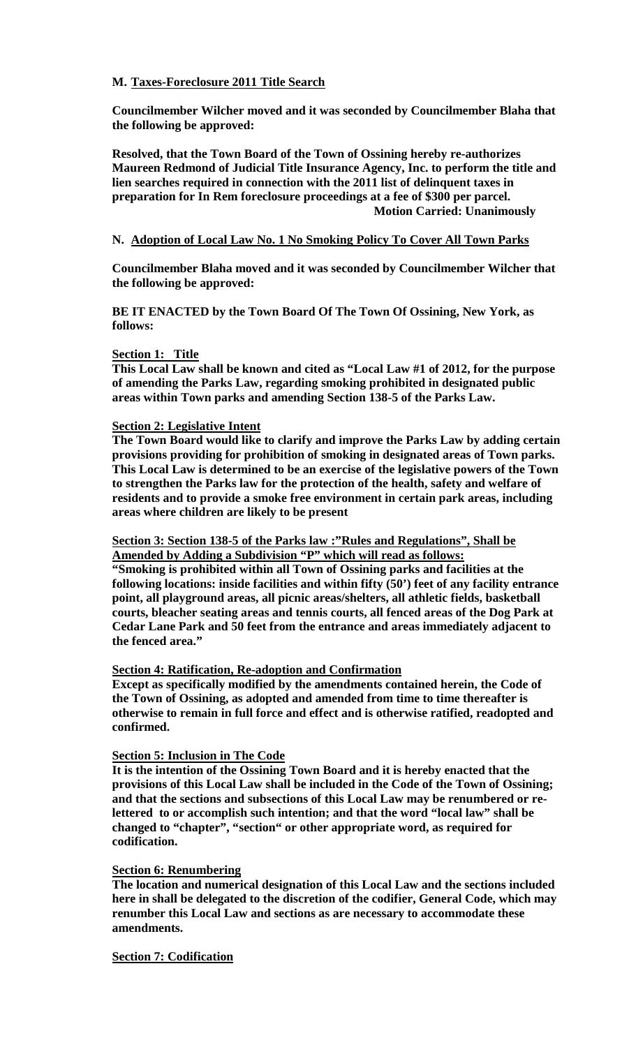**M. <u>Taxes-Foreclosure 2011 Title Search</u>**

**Councilmember Wilcher moved and it was seconded by Councilmember Blaha that the following be approved:**

**Resolved, that the Town Board of the Town of Ossining hereby re-authorizes Maureen Redmond of Judicial Title Insurance Agency, Inc. to perform the title and lien searches required in connection with the 2011 list of delinquent taxes in preparation for In Rem foreclosure proceedings at a fee of $300 per parcel.**

**Motion Carried: Unanimously**

**N. <u>Adoption of Local Law No. 1 No Smoking Policy To Cover All Town Parks</u>**

**Councilmember Blaha moved and it was seconded by Councilmember Wilcher that the following be approved:**

**BE IT ENACTED by the Town Board Of The Town Of Ossining, New York, as follows:**

**<u>Section 1: Title</u>**

**This Local Law shall be known and cited as "Local Law #1 of 2012, for the purpose of amending the Parks Law, regarding smoking prohibited in designated public areas within Town parks and amending Section 138-5 of the Parks Law.**

**<u>Section 2: Legislative Intent</u>**

**The Town Board would like to clarify and improve the Parks Law by adding certain provisions providing for prohibition of smoking in designated areas of Town parks. This Local Law is determined to be an exercise of the legislative powers of the Town to strengthen the Parks law for the protection of the health, safety and welfare of residents and to provide a smoke free environment in certain park areas, including areas where children are likely to be present**

**<u>Section 3: Section 138-5 of the Parks law :"Rules and Regulations", Shall be Amended by Adding a Subdivision "P" which will read as follows:</u>**

**"Smoking is prohibited within all Town of Ossining parks and facilities at the following locations: inside facilities and within fifty (50') feet of any facility entrance point, all playground areas, all picnic areas/shelters, all athletic fields, basketball courts, bleacher seating areas and tennis courts, all fenced areas of the Dog Park at Cedar Lane Park and 50 feet from the entrance and areas immediately adjacent to the fenced area."**

**<u>Section 4: Ratification, Re-adoption and Confirmation</u>**

**Except as specifically modified by the amendments contained herein, the Code of the Town of Ossining, as adopted and amended from time to time thereafter is otherwise to remain in full force and effect and is otherwise ratified, readopted and confirmed.**

**<u>Section 5: Inclusion in The Code</u>**

**It is the intention of the Ossining Town Board and it is hereby enacted that the provisions of this Local Law shall be included in the Code of the Town of Ossining; and that the sections and subsections of this Local Law may be renumbered or re-lettered to or accomplish such intention; and that the word "local law" shall be changed to "chapter", "section" or other appropriate word, as required for codification.**

**<u>Section 6: Renumbering</u>**

**The location and numerical designation of this Local Law and the sections included here in shall be delegated to the discretion of the codifier, General Code, which may renumber this Local Law and sections as are necessary to accommodate these amendments.**

**<u>Section 7: Codification</u>**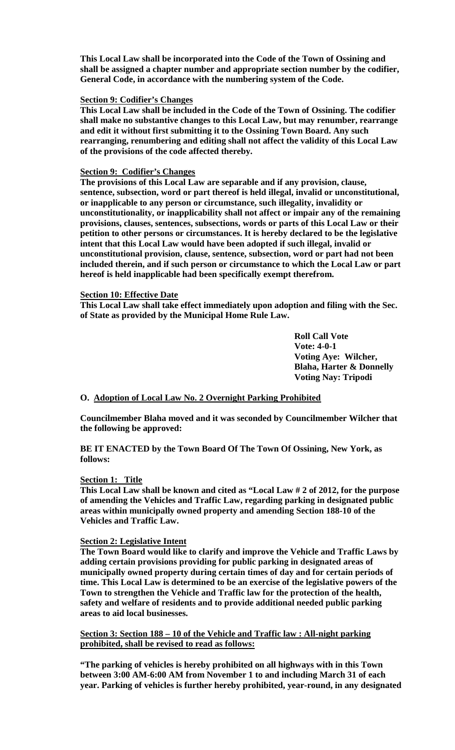**This Local Law shall be incorporated into the Code of the Town of Ossining and shall be assigned a chapter number and appropriate section number by the codifier, General Code, in accordance with the numbering system of the Code.**

**Section 9: Codifier's Changes**
**This Local Law shall be included in the Code of the Town of Ossining. The codifier shall make no substantive changes to this Local Law, but may renumber, rearrange and edit it without first submitting it to the Ossining Town Board. Any such rearranging, renumbering and editing shall not affect the validity of this Local Law of the provisions of the code affected thereby.**

**Section 9: Codifier's Changes**
**The provisions of this Local Law are separable and if any provision, clause, sentence, subsection, word or part thereof is held illegal, invalid or unconstitutional, or inapplicable to any person or circumstance, such illegality, invalidity or unconstitutionality, or inapplicability shall not affect or impair any of the remaining provisions, clauses, sentences, subsections, words or parts of this Local Law or their petition to other persons or circumstances. It is hereby declared to be the legislative intent that this Local Law would have been adopted if such illegal, invalid or unconstitutional provision, clause, sentence, subsection, word or part had not been included therein, and if such person or circumstance to which the Local Law or part hereof is held inapplicable had been specifically exempt therefrom.**

**Section 10: Effective Date**
**This Local Law shall take effect immediately upon adoption and filing with the Sec. of State as provided by the Municipal Home Rule Law.**

**Roll Call Vote**
**Vote: 4-0-1**
**Voting Aye: Wilcher, Blaha, Harter & Donnelly**
**Voting Nay: Tripodi**

**O. Adoption of Local Law No. 2 Overnight Parking Prohibited**

**Councilmember Blaha moved and it was seconded by Councilmember Wilcher that the following be approved:**

**BE IT ENACTED by the Town Board Of The Town Of Ossining, New York, as follows:**

**Section 1: Title**
**This Local Law shall be known and cited as "Local Law # 2 of 2012, for the purpose of amending the Vehicles and Traffic Law, regarding parking in designated public areas within municipally owned property and amending Section 188-10 of the Vehicles and Traffic Law.**

**Section 2: Legislative Intent**
**The Town Board would like to clarify and improve the Vehicle and Traffic Laws by adding certain provisions providing for public parking in designated areas of municipally owned property during certain times of day and for certain periods of time. This Local Law is determined to be an exercise of the legislative powers of the Town to strengthen the Vehicle and Traffic law for the protection of the health, safety and welfare of residents and to provide additional needed public parking areas to aid local businesses.**

**Section 3: Section 188 – 10 of the Vehicle and Traffic law : All-night parking prohibited, shall be revised to read as follows:**

**"The parking of vehicles is hereby prohibited on all highways with in this Town between 3:00 AM-6:00 AM from November 1 to and including March 31 of each year. Parking of vehicles is further hereby prohibited, year-round, in any designated**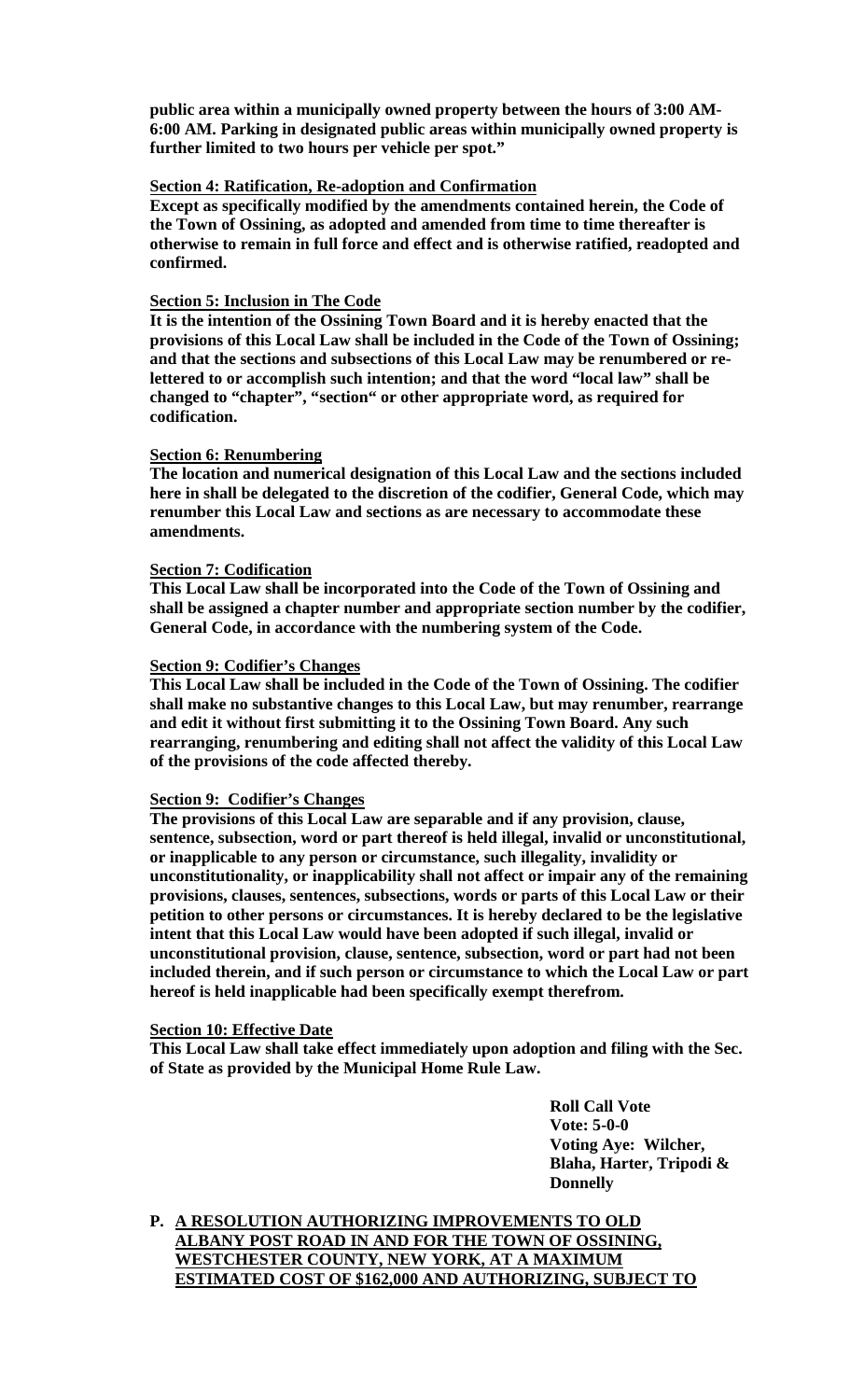**public area within a municipally owned property between the hours of 3:00 AM-6:00 AM. Parking in designated public areas within municipally owned property is further limited to two hours per vehicle per spot."**

**Section 4: Ratification, Re-adoption and Confirmation**

**Except as specifically modified by the amendments contained herein, the Code of the Town of Ossining, as adopted and amended from time to time thereafter is otherwise to remain in full force and effect and is otherwise ratified, readopted and confirmed.**

**Section 5: Inclusion in The Code**

**It is the intention of the Ossining Town Board and it is hereby enacted that the provisions of this Local Law shall be included in the Code of the Town of Ossining; and that the sections and subsections of this Local Law may be renumbered or re-lettered to or accomplish such intention; and that the word "local law" shall be changed to "chapter", "section" or other appropriate word, as required for codification.**

**Section 6: Renumbering**

**The location and numerical designation of this Local Law and the sections included here in shall be delegated to the discretion of the codifier, General Code, which may renumber this Local Law and sections as are necessary to accommodate these amendments.**

**Section 7: Codification**

**This Local Law shall be incorporated into the Code of the Town of Ossining and shall be assigned a chapter number and appropriate section number by the codifier, General Code, in accordance with the numbering system of the Code.**

**Section 9: Codifier's Changes**

**This Local Law shall be included in the Code of the Town of Ossining. The codifier shall make no substantive changes to this Local Law, but may renumber, rearrange and edit it without first submitting it to the Ossining Town Board. Any such rearranging, renumbering and editing shall not affect the validity of this Local Law of the provisions of the code affected thereby.**

**Section 9: Codifier's Changes**

**The provisions of this Local Law are separable and if any provision, clause, sentence, subsection, word or part thereof is held illegal, invalid or unconstitutional, or inapplicable to any person or circumstance, such illegality, invalidity or unconstitutionality, or inapplicability shall not affect or impair any of the remaining provisions, clauses, sentences, subsections, words or parts of this Local Law or their petition to other persons or circumstances. It is hereby declared to be the legislative intent that this Local Law would have been adopted if such illegal, invalid or unconstitutional provision, clause, sentence, subsection, word or part had not been included therein, and if such person or circumstance to which the Local Law or part hereof is held inapplicable had been specifically exempt therefrom.**

**Section 10: Effective Date**

**This Local Law shall take effect immediately upon adoption and filing with the Sec. of State as provided by the Municipal Home Rule Law.**

**Roll Call Vote**
**Vote: 5-0-0**
**Voting Aye: Wilcher, Blaha, Harter, Tripodi & Donnelly**

**P. A RESOLUTION AUTHORIZING IMPROVEMENTS TO OLD ALBANY POST ROAD IN AND FOR THE TOWN OF OSSINING, WESTCHESTER COUNTY, NEW YORK, AT A MAXIMUM ESTIMATED COST OF $162,000 AND AUTHORIZING, SUBJECT TO**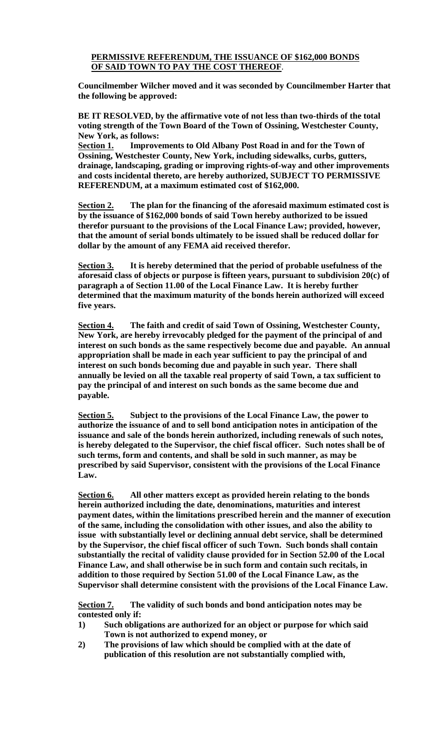**PERMISSIVE REFERENDUM, THE ISSUANCE OF $162,000 BONDS OF SAID TOWN TO PAY THE COST THEREOF**.

**Councilmember Wilcher moved and it was seconded by Councilmember Harter that the following be approved:**

**BE IT RESOLVED, by the affirmative vote of not less than two-thirds of the total voting strength of the Town Board of the Town of Ossining, Westchester County, New York, as follows:**

**Section 1.** **Improvements to Old Albany Post Road in and for the Town of Ossining, Westchester County, New York, including sidewalks, curbs, gutters, drainage, landscaping, grading or improving rights-of-way and other improvements and costs incidental thereto, are hereby authorized, SUBJECT TO PERMISSIVE REFERENDUM, at a maximum estimated cost of $162,000.**

**Section 2.** **The plan for the financing of the aforesaid maximum estimated cost is by the issuance of $162,000 bonds of said Town hereby authorized to be issued therefor pursuant to the provisions of the Local Finance Law; provided, however, that the amount of serial bonds ultimately to be issued shall be reduced dollar for dollar by the amount of any FEMA aid received therefor.**

**Section 3.** **It is hereby determined that the period of probable usefulness of the aforesaid class of objects or purpose is fifteen years, pursuant to subdivision 20(c) of paragraph a of Section 11.00 of the Local Finance Law. It is hereby further determined that the maximum maturity of the bonds herein authorized will exceed five years.**

**Section 4.** **The faith and credit of said Town of Ossining, Westchester County, New York, are hereby irrevocably pledged for the payment of the principal of and interest on such bonds as the same respectively become due and payable. An annual appropriation shall be made in each year sufficient to pay the principal of and interest on such bonds becoming due and payable in such year. There shall annually be levied on all the taxable real property of said Town, a tax sufficient to pay the principal of and interest on such bonds as the same become due and payable.**

**Section 5.** **Subject to the provisions of the Local Finance Law, the power to authorize the issuance of and to sell bond anticipation notes in anticipation of the issuance and sale of the bonds herein authorized, including renewals of such notes, is hereby delegated to the Supervisor, the chief fiscal officer. Such notes shall be of such terms, form and contents, and shall be sold in such manner, as may be prescribed by said Supervisor, consistent with the provisions of the Local Finance Law.**

**Section 6.** **All other matters except as provided herein relating to the bonds herein authorized including the date, denominations, maturities and interest payment dates, within the limitations prescribed herein and the manner of execution of the same, including the consolidation with other issues, and also the ability to issue with substantially level or declining annual debt service, shall be determined by the Supervisor, the chief fiscal officer of such Town. Such bonds shall contain substantially the recital of validity clause provided for in Section 52.00 of the Local Finance Law, and shall otherwise be in such form and contain such recitals, in addition to those required by Section 51.00 of the Local Finance Law, as the Supervisor shall determine consistent with the provisions of the Local Finance Law.**

**Section 7.** **The validity of such bonds and bond anticipation notes may be contested only if:**

1) **Such obligations are authorized for an object or purpose for which said Town is not authorized to expend money, or**
2) **The provisions of law which should be complied with at the date of publication of this resolution are not substantially complied with,**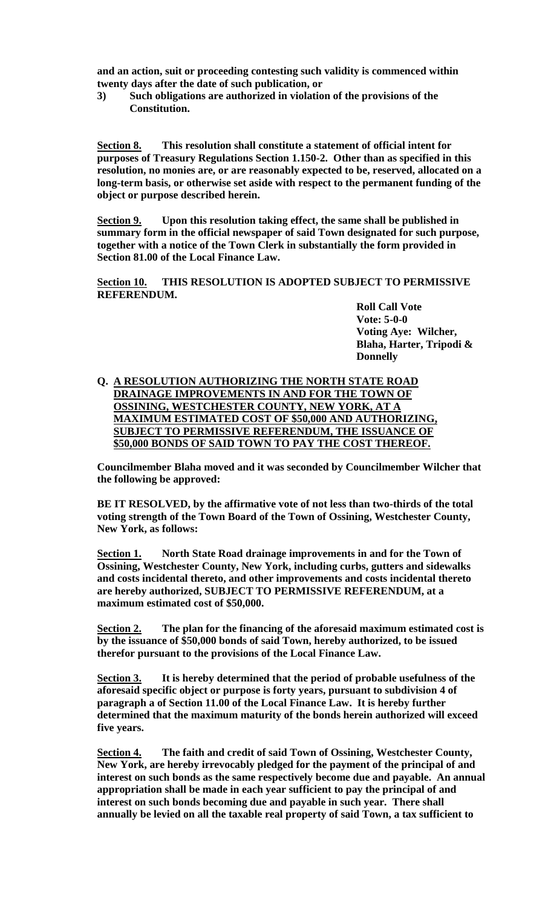**and an action, suit or proceeding contesting such validity is commenced within twenty days after the date of such publication, or**

**3) Such obligations are authorized in violation of the provisions of the Constitution.**

**<u>Section 8.</u> This resolution shall constitute a statement of official intent for purposes of Treasury Regulations Section 1.150-2. Other than as specified in this resolution, no monies are, or are reasonably expected to be, reserved, allocated on a long-term basis, or otherwise set aside with respect to the permanent funding of the object or purpose described herein.**

**<u>Section 9.</u> Upon this resolution taking effect, the same shall be published in summary form in the official newspaper of said Town designated for such purpose, together with a notice of the Town Clerk in substantially the form provided in Section 81.00 of the Local Finance Law.**

**<u>Section 10.</u> THIS RESOLUTION IS ADOPTED SUBJECT TO PERMISSIVE REFERENDUM.**

**Roll Call Vote**
**Vote: 5-0-0**
**Voting Aye: Wilcher, Blaha, Harter, Tripodi & Donnelly**

**Q. <u>A RESOLUTION AUTHORIZING THE NORTH STATE ROAD DRAINAGE IMPROVEMENTS IN AND FOR THE TOWN OF OSSINING, WESTCHESTER COUNTY, NEW YORK, AT A MAXIMUM ESTIMATED COST OF $50,000 AND AUTHORIZING, SUBJECT TO PERMISSIVE REFERENDUM, THE ISSUANCE OF $50,000 BONDS OF SAID TOWN TO PAY THE COST THEREOF.</u>**

**Councilmember Blaha moved and it was seconded by Councilmember Wilcher that the following be approved:**

**BE IT RESOLVED, by the affirmative vote of not less than two-thirds of the total voting strength of the Town Board of the Town of Ossining, Westchester County, New York, as follows:**

**<u>Section 1.</u> North State Road drainage improvements in and for the Town of Ossining, Westchester County, New York, including curbs, gutters and sidewalks and costs incidental thereto, and other improvements and costs incidental thereto are hereby authorized, SUBJECT TO PERMISSIVE REFERENDUM, at a maximum estimated cost of $50,000.**

**<u>Section 2.</u> The plan for the financing of the aforesaid maximum estimated cost is by the issuance of $50,000 bonds of said Town, hereby authorized, to be issued therefor pursuant to the provisions of the Local Finance Law.**

**<u>Section 3.</u> It is hereby determined that the period of probable usefulness of the aforesaid specific object or purpose is forty years, pursuant to subdivision 4 of paragraph a of Section 11.00 of the Local Finance Law. It is hereby further determined that the maximum maturity of the bonds herein authorized will exceed five years.**

**<u>Section 4.</u> The faith and credit of said Town of Ossining, Westchester County, New York, are hereby irrevocably pledged for the payment of the principal of and interest on such bonds as the same respectively become due and payable. An annual appropriation shall be made in each year sufficient to pay the principal of and interest on such bonds becoming due and payable in such year. There shall annually be levied on all the taxable real property of said Town, a tax sufficient to**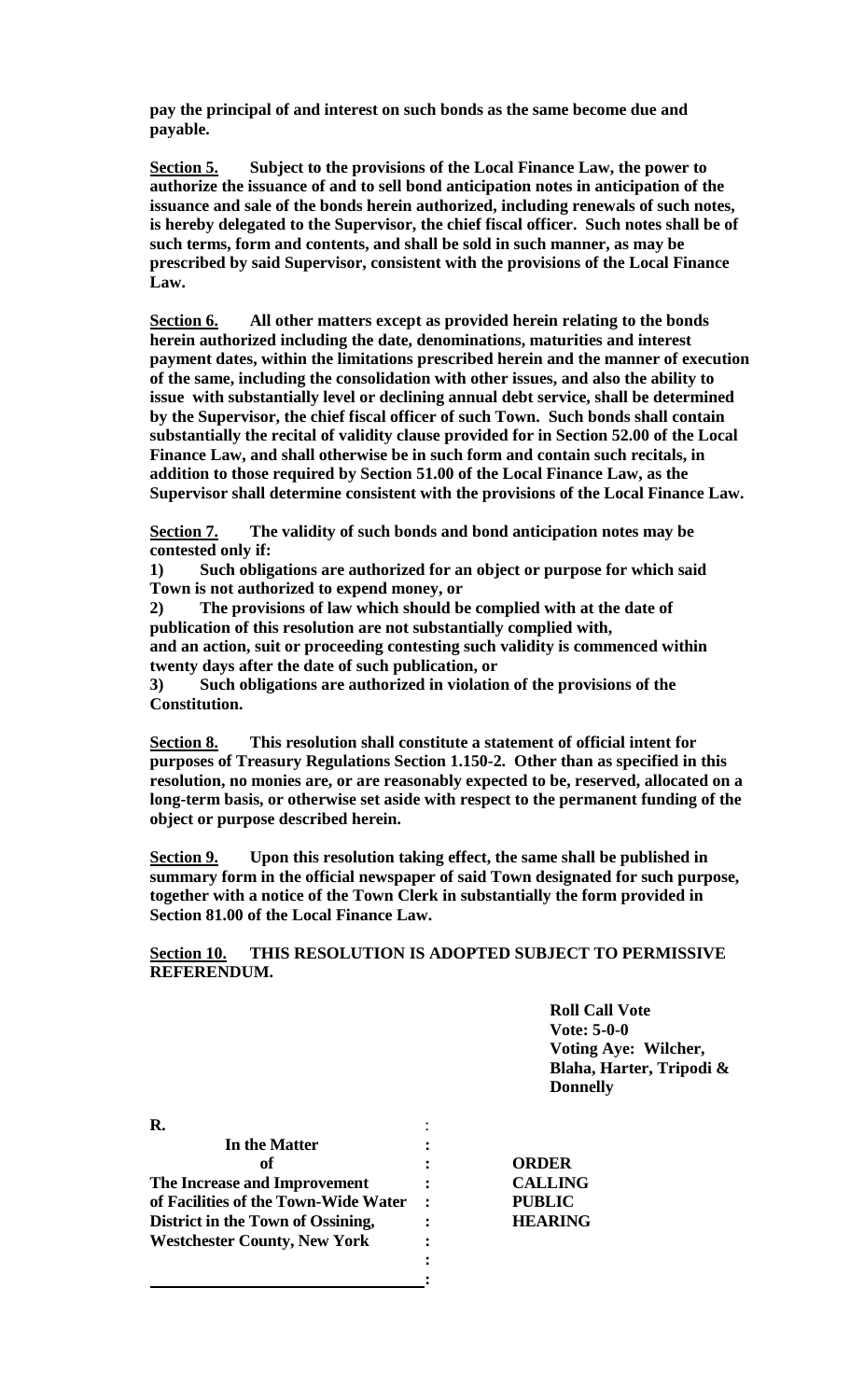**pay the principal of and interest on such bonds as the same become due and payable.**

**<u>Section 5.</u> Subject to the provisions of the Local Finance Law, the power to authorize the issuance of and to sell bond anticipation notes in anticipation of the issuance and sale of the bonds herein authorized, including renewals of such notes, is hereby delegated to the Supervisor, the chief fiscal officer. Such notes shall be of such terms, form and contents, and shall be sold in such manner, as may be prescribed by said Supervisor, consistent with the provisions of the Local Finance Law.**

**<u>Section 6.</u> All other matters except as provided herein relating to the bonds herein authorized including the date, denominations, maturities and interest payment dates, within the limitations prescribed herein and the manner of execution of the same, including the consolidation with other issues, and also the ability to issue with substantially level or declining annual debt service, shall be determined by the Supervisor, the chief fiscal officer of such Town. Such bonds shall contain substantially the recital of validity clause provided for in Section 52.00 of the Local Finance Law, and shall otherwise be in such form and contain such recitals, in addition to those required by Section 51.00 of the Local Finance Law, as the Supervisor shall determine consistent with the provisions of the Local Finance Law.**

**<u>Section 7.</u> The validity of such bonds and bond anticipation notes may be contested only if:**

**1) Such obligations are authorized for an object or purpose for which said Town is not authorized to expend money, or**

**2) The provisions of law which should be complied with at the date of publication of this resolution are not substantially complied with,**
**and an action, suit or proceeding contesting such validity is commenced within twenty days after the date of such publication, or**

**3) Such obligations are authorized in violation of the provisions of the Constitution.**

**<u>Section 8.</u> This resolution shall constitute a statement of official intent for purposes of Treasury Regulations Section 1.150-2. Other than as specified in this resolution, no monies are, or are reasonably expected to be, reserved, allocated on a long-term basis, or otherwise set aside with respect to the permanent funding of the object or purpose described herein.**

**<u>Section 9.</u> Upon this resolution taking effect, the same shall be published in summary form in the official newspaper of said Town designated for such purpose, together with a notice of the Town Clerk in substantially the form provided in Section 81.00 of the Local Finance Law.**

**<u>Section 10.</u> THIS RESOLUTION IS ADOPTED SUBJECT TO PERMISSIVE REFERENDUM.**

**Roll Call Vote**
**Vote: 5-0-0**
**Voting Aye: Wilcher, Blaha, Harter, Tripodi & Donnelly**

| **R.** | : | |
|---|---|---|
| **In the Matter** | **:** | |
| **of** | **:** | **ORDER** |
| **The Increase and Improvement** | **:** | **CALLING** |
| **of Facilities of the Town-Wide Water** | **:** | **PUBLIC** |
| **District in the Town of Ossining,** | **:** | **HEARING** |
| **Westchester County, New York** | **:** | |
| | **:** | |
| | **:** | |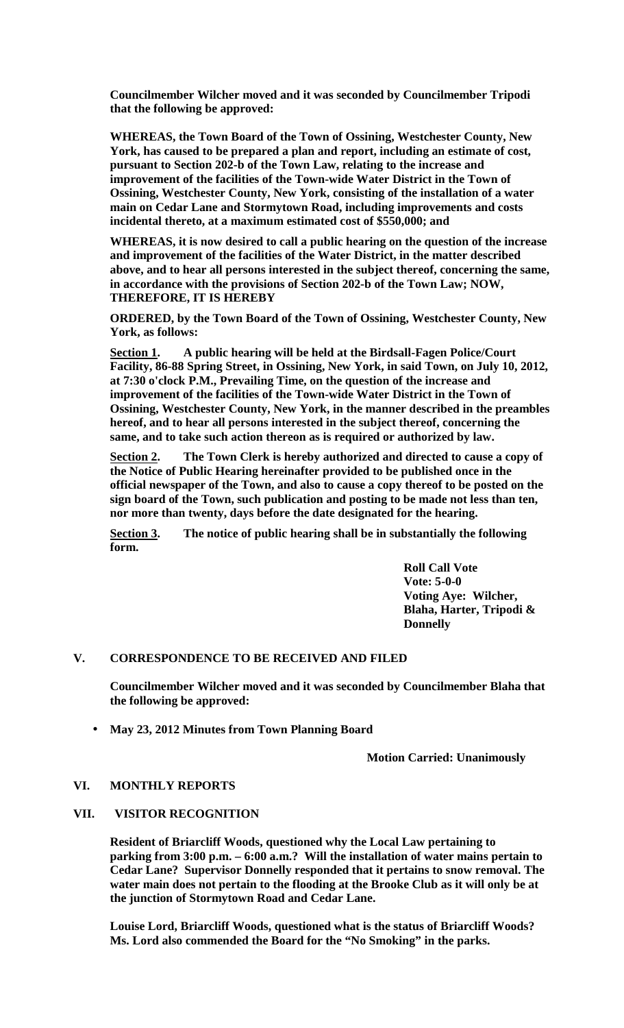**Councilmember Wilcher moved and it was seconded by Councilmember Tripodi that the following be approved:**

**WHEREAS, the Town Board of the Town of Ossining, Westchester County, New York, has caused to be prepared a plan and report, including an estimate of cost, pursuant to Section 202-b of the Town Law, relating to the increase and improvement of the facilities of the Town-wide Water District in the Town of Ossining, Westchester County, New York, consisting of the installation of a water main on Cedar Lane and Stormytown Road, including improvements and costs incidental thereto, at a maximum estimated cost of $550,000; and**

**WHEREAS, it is now desired to call a public hearing on the question of the increase and improvement of the facilities of the Water District, in the matter described above, and to hear all persons interested in the subject thereof, concerning the same, in accordance with the provisions of Section 202-b of the Town Law; NOW, THEREFORE, IT IS HEREBY**

**ORDERED, by the Town Board of the Town of Ossining, Westchester County, New York, as follows:**

**<u>Section 1</u>. A public hearing will be held at the Birdsall-Fagen Police/Court Facility, 86-88 Spring Street, in Ossining, New York, in said Town, on July 10, 2012, at 7:30 o'clock P.M., Prevailing Time, on the question of the increase and improvement of the facilities of the Town-wide Water District in the Town of Ossining, Westchester County, New York, in the manner described in the preambles hereof, and to hear all persons interested in the subject thereof, concerning the same, and to take such action thereon as is required or authorized by law.**

**<u>Section 2</u>. The Town Clerk is hereby authorized and directed to cause a copy of the Notice of Public Hearing hereinafter provided to be published once in the official newspaper of the Town, and also to cause a copy thereof to be posted on the sign board of the Town, such publication and posting to be made not less than ten, nor more than twenty, days before the date designated for the hearing.**

**<u>Section 3</u>. The notice of public hearing shall be in substantially the following form.**

**Roll Call Vote**
**Vote: 5-0-0**
**Voting Aye: Wilcher, Blaha, Harter, Tripodi & Donnelly**

## V. CORRESPONDENCE TO BE RECEIVED AND FILED

**Councilmember Wilcher moved and it was seconded by Councilmember Blaha that the following be approved:**

- **May 23, 2012 Minutes from Town Planning Board**

**Motion Carried: Unanimously**

## VI. MONTHLY REPORTS

## VII. VISITOR RECOGNITION

**Resident of Briarcliff Woods, questioned why the Local Law pertaining to parking from 3:00 p.m. – 6:00 a.m.? Will the installation of water mains pertain to Cedar Lane? Supervisor Donnelly responded that it pertains to snow removal. The water main does not pertain to the flooding at the Brooke Club as it will only be at the junction of Stormytown Road and Cedar Lane.**

**Louise Lord, Briarcliff Woods, questioned what is the status of Briarcliff Woods? Ms. Lord also commended the Board for the "No Smoking" in the parks.**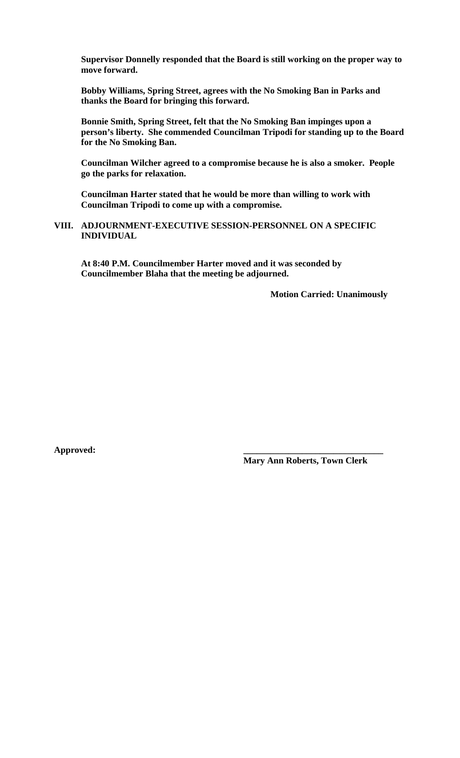**Supervisor Donnelly responded that the Board is still working on the proper way to move forward.**

**Bobby Williams, Spring Street, agrees with the No Smoking Ban in Parks and thanks the Board for bringing this forward.**

**Bonnie Smith, Spring Street, felt that the No Smoking Ban impinges upon a person's liberty. She commended Councilman Tripodi for standing up to the Board for the No Smoking Ban.**

**Councilman Wilcher agreed to a compromise because he is also a smoker. People go the parks for relaxation.**

**Councilman Harter stated that he would be more than willing to work with Councilman Tripodi to come up with a compromise.**

## VIII. ADJOURNMENT-EXECUTIVE SESSION-PERSONNEL ON A SPECIFIC INDIVIDUAL

**At 8:40 P.M. Councilmember Harter moved and it was seconded by Councilmember Blaha that the meeting be adjourned.**

**Motion Carried: Unanimously**

**Approved:** ______________________________

**Mary Ann Roberts, Town Clerk**